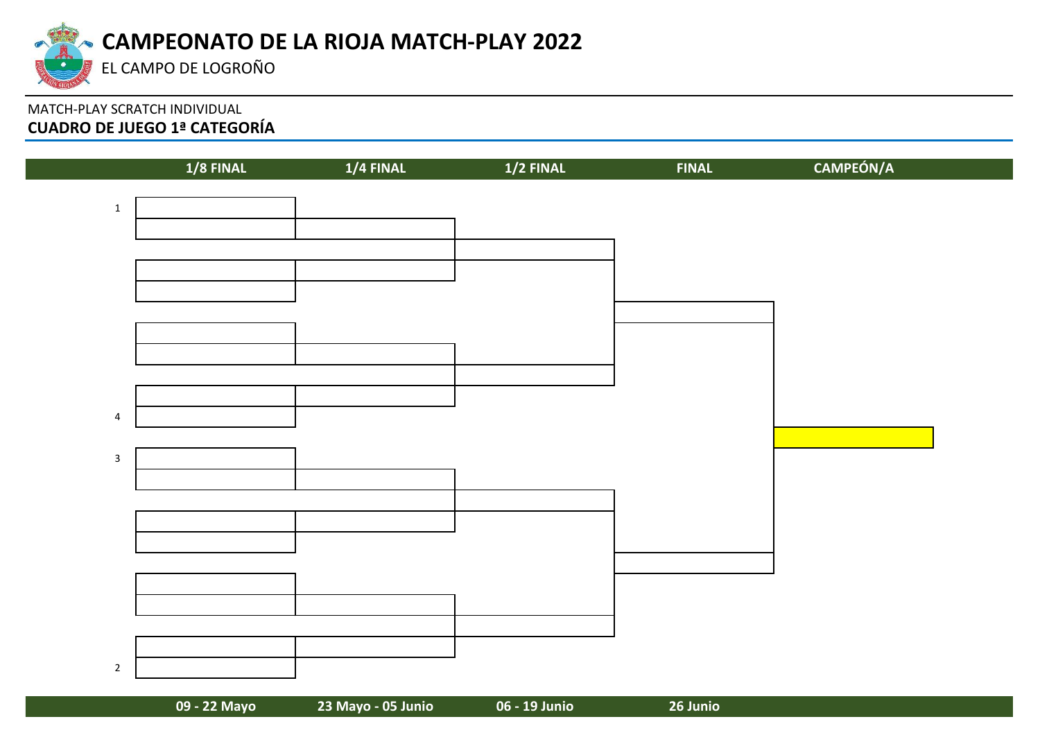# CAMPEONATO DE LA RIOJA MATCH-PLAY 2022

EL CAMPO DE LOGROÑO

MATCH-PLAY SCRATCH INDIVIDUAL

**CUADRO DE JUEGO 1ª CATEGORÍA**

| 1/8 FINAL | 1/4 FINAL | 1/2 FINAL | FINAL | CAMPEÓN/A |
|---|---|---|---|---|
| 1 | | | | |
| 4 | | | | |
| 3 | | | | |
| 2 | | | | |
| 09 - 22 Mayo | 23 Mayo - 05 Junio | 06 - 19 Junio | 26 Junio | |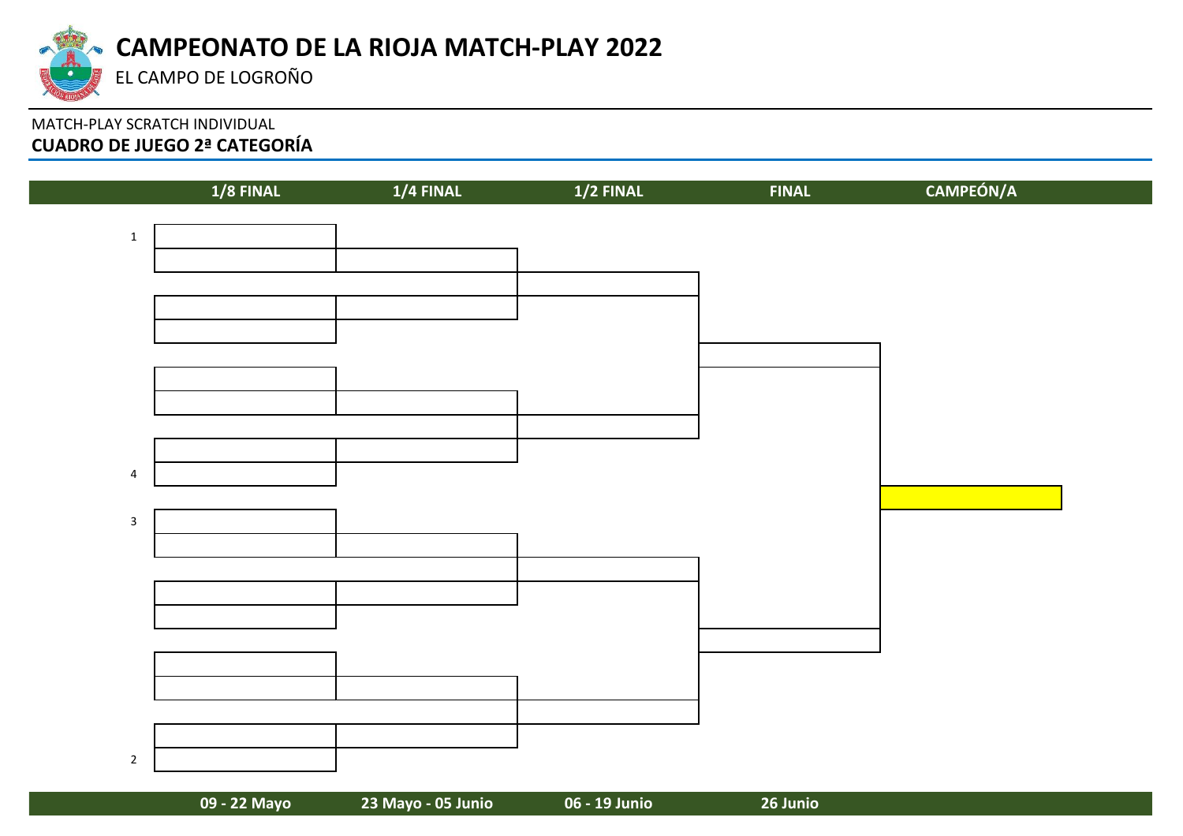# CAMPEONATO DE LA RIOJA MATCH-PLAY 2022

EL CAMPO DE LOGROÑO

MATCH-PLAY SCRATCH INDIVIDUAL

**CUADRO DE JUEGO 2ª CATEGORÍA**

| 1/8 FINAL | 1/4 FINAL | 1/2 FINAL | FINAL | CAMPEÓN/A |
|---|---|---|---|---|
| 1 | | | | |
| | | | | |
| | | | | |
| | | | | |
| | | | | |
| | | | | |
| | | | | |
| 4 | | | | |
| 3 | | | | |
| | | | | |
| | | | | |
| | | | | |
| | | | | |
| | | | | |
| | | | | |
| 2 | | | | |
| **09 - 22 Mayo** | **23 Mayo - 05 Junio** | **06 - 19 Junio** | **26 Junio** | |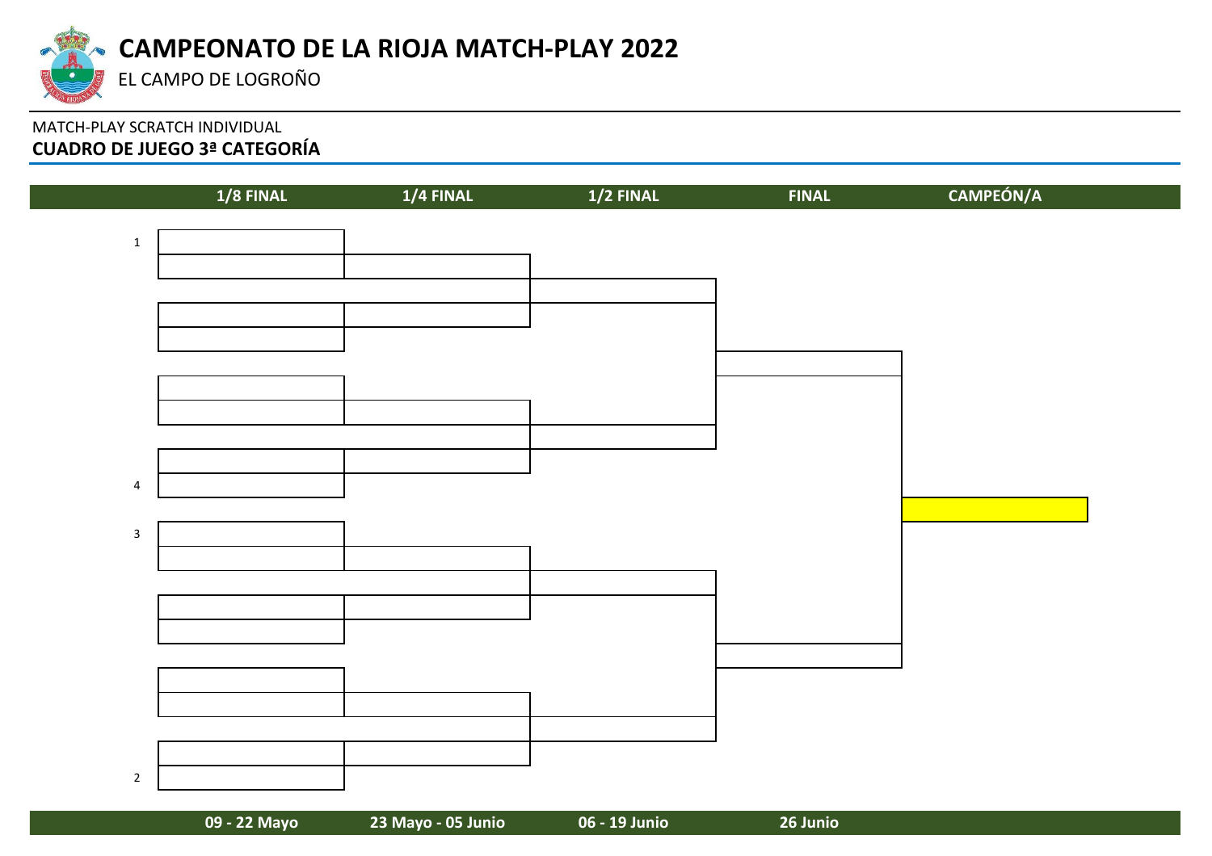# CAMPEONATO DE LA RIOJA MATCH-PLAY 2022

EL CAMPO DE LOGROÑO

MATCH-PLAY SCRATCH INDIVIDUAL

**CUADRO DE JUEGO 3ª CATEGORÍA**

| | 1/8 FINAL | 1/4 FINAL | 1/2 FINAL | FINAL | CAMPEÓN/A |
|---|---|---|---|---|---|
| 1 | | | | | |
| 4 | | | | | |
| 3 | | | | | |
| 2 | | | | | |
| | **09 - 22 Mayo** | **23 Mayo - 05 Junio** | **06 - 19 Junio** | **26 Junio** | |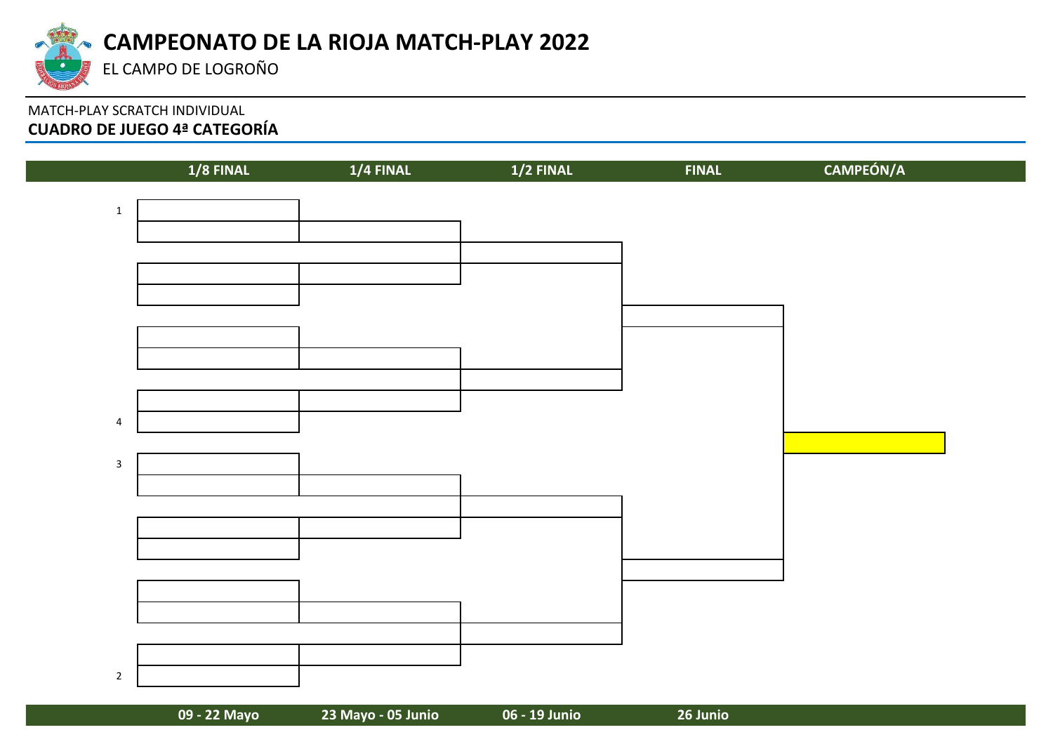# CAMPEONATO DE LA RIOJA MATCH-PLAY 2022

EL CAMPO DE LOGROÑO

MATCH-PLAY SCRATCH INDIVIDUAL

**CUADRO DE JUEGO 4ª CATEGORÍA**

| | 1/8 FINAL | 1/4 FINAL | 1/2 FINAL | FINAL | CAMPEÓN/A |
|---|---|---|---|---|---|
| 1 | | | | | |
| | | | | | |
| | | | | | |
| | | | | | |
| | | | | | |
| | | | | | |
| | | | | | |
| 4 | | | | | |
| 3 | | | | | |
| | | | | | |
| | | | | | |
| | | | | | |
| | | | | | |
| | | | | | |
| | | | | | |
| 2 | | | | | |
| | **09 - 22 Mayo** | **23 Mayo - 05 Junio** | **06 - 19 Junio** | **26 Junio** | |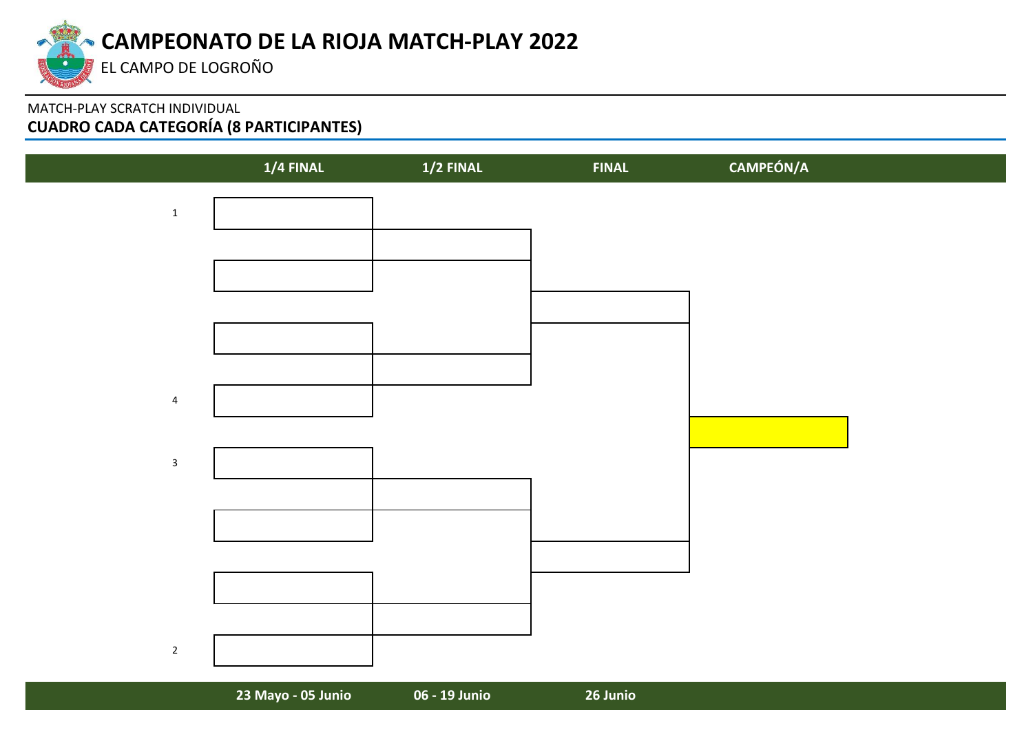# CAMPEONATO DE LA RIOJA MATCH-PLAY 2022

EL CAMPO DE LOGROÑO

MATCH-PLAY SCRATCH INDIVIDUAL

**CUADRO CADA CATEGORÍA (8 PARTICIPANTES)**

| | 1/4 FINAL | 1/2 FINAL | FINAL | CAMPEÓN/A |
|---|---|---|---|---|
| 1 | | | | |
| | | | | |
| | | | | |
| 4 | | | | |
| 3 | | | | |
| | | | | |
| | | | | |
| 2 | | | | |
| | 23 Mayo - 05 Junio | 06 - 19 Junio | 26 Junio | |